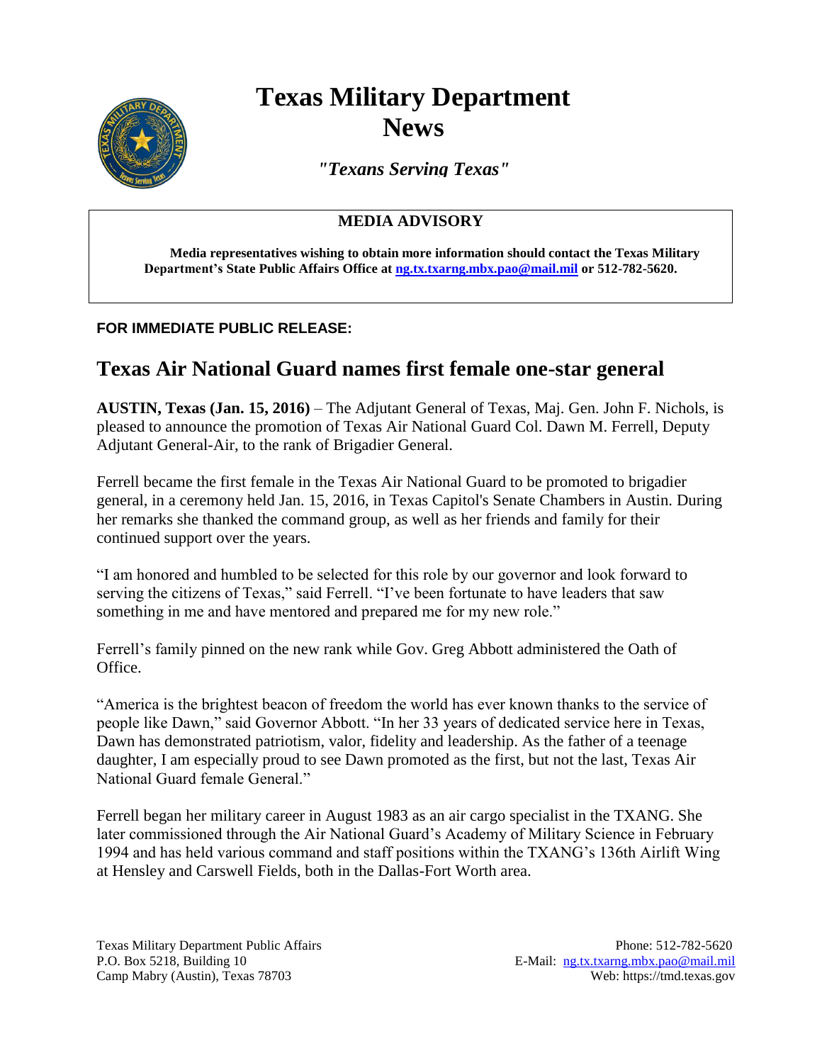# Texas Military Department News

*"Texans Serving Texas"*

**MEDIA ADVISORY**

**Media representatives wishing to obtain more information should contact the Texas Military Department's State Public Affairs Office at ng.tx.txarng.mbx.pao@mail.mil or 512-782-5620.**

**FOR IMMEDIATE PUBLIC RELEASE:**

## Texas Air National Guard names first female one-star general

**AUSTIN, Texas (Jan. 15, 2016)** – The Adjutant General of Texas, Maj. Gen. John F. Nichols, is pleased to announce the promotion of Texas Air National Guard Col. Dawn M. Ferrell, Deputy Adjutant General-Air, to the rank of Brigadier General.

Ferrell became the first female in the Texas Air National Guard to be promoted to brigadier general, in a ceremony held Jan. 15, 2016, in Texas Capitol's Senate Chambers in Austin. During her remarks she thanked the command group, as well as her friends and family for their continued support over the years.

"I am honored and humbled to be selected for this role by our governor and look forward to serving the citizens of Texas," said Ferrell. "I've been fortunate to have leaders that saw something in me and have mentored and prepared me for my new role."

Ferrell's family pinned on the new rank while Gov. Greg Abbott administered the Oath of Office.

"America is the brightest beacon of freedom the world has ever known thanks to the service of people like Dawn," said Governor Abbott. "In her 33 years of dedicated service here in Texas, Dawn has demonstrated patriotism, valor, fidelity and leadership. As the father of a teenage daughter, I am especially proud to see Dawn promoted as the first, but not the last, Texas Air National Guard female General."

Ferrell began her military career in August 1983 as an air cargo specialist in the TXANG. She later commissioned through the Air National Guard's Academy of Military Science in February 1994 and has held various command and staff positions within the TXANG's 136th Airlift Wing at Hensley and Carswell Fields, both in the Dallas-Fort Worth area.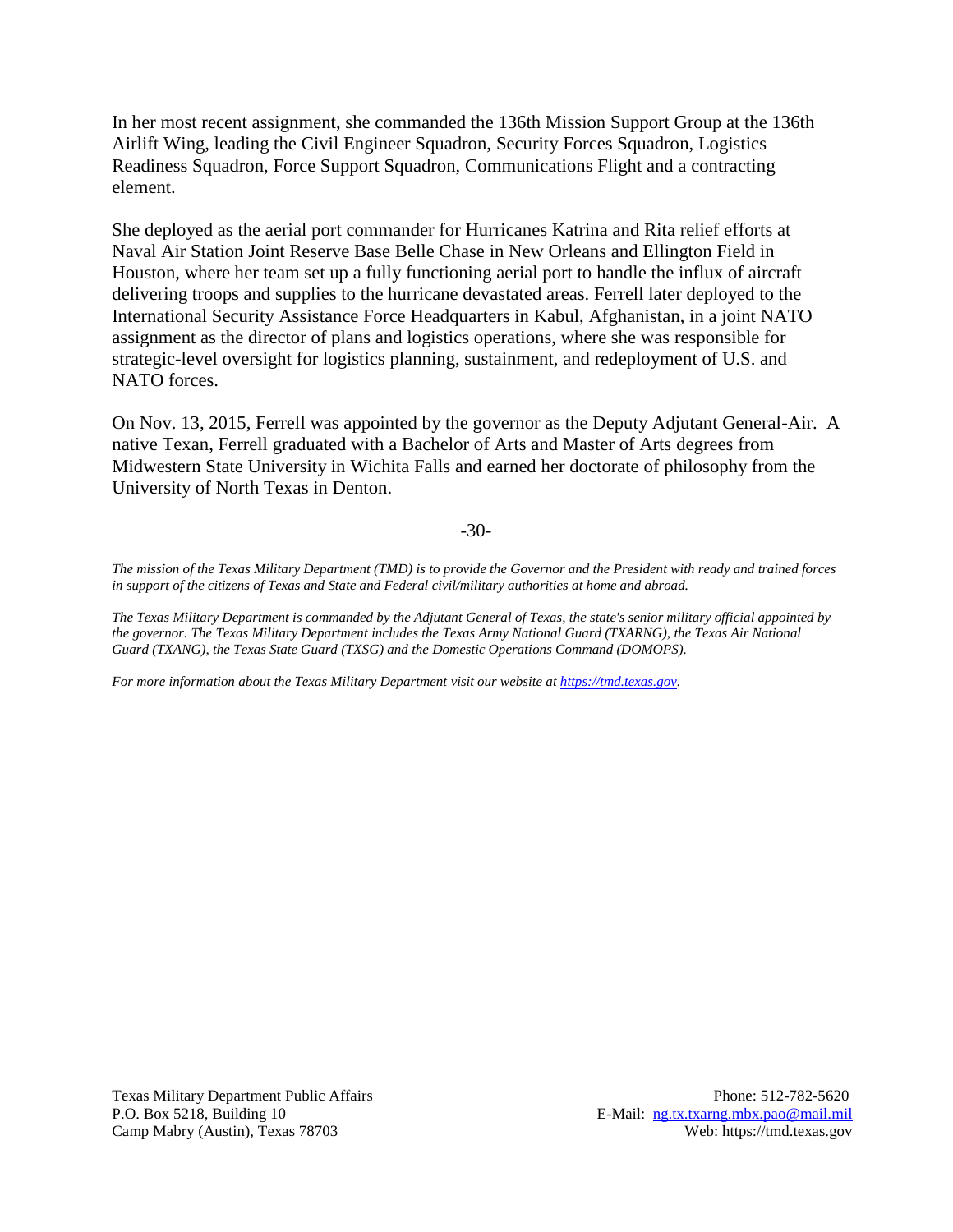In her most recent assignment, she commanded the 136th Mission Support Group at the 136th Airlift Wing, leading the Civil Engineer Squadron, Security Forces Squadron, Logistics Readiness Squadron, Force Support Squadron, Communications Flight and a contracting element.

She deployed as the aerial port commander for Hurricanes Katrina and Rita relief efforts at Naval Air Station Joint Reserve Base Belle Chase in New Orleans and Ellington Field in Houston, where her team set up a fully functioning aerial port to handle the influx of aircraft delivering troops and supplies to the hurricane devastated areas. Ferrell later deployed to the International Security Assistance Force Headquarters in Kabul, Afghanistan, in a joint NATO assignment as the director of plans and logistics operations, where she was responsible for strategic-level oversight for logistics planning, sustainment, and redeployment of U.S. and NATO forces.

On Nov. 13, 2015, Ferrell was appointed by the governor as the Deputy Adjutant General-Air. A native Texan, Ferrell graduated with a Bachelor of Arts and Master of Arts degrees from Midwestern State University in Wichita Falls and earned her doctorate of philosophy from the University of North Texas in Denton.

-30-

*The mission of the Texas Military Department (TMD) is to provide the Governor and the President with ready and trained forces in support of the citizens of Texas and State and Federal civil/military authorities at home and abroad.*

*The Texas Military Department is commanded by the Adjutant General of Texas, the state's senior military official appointed by the governor. The Texas Military Department includes the Texas Army National Guard (TXARNG), the Texas Air National Guard (TXANG), the Texas State Guard (TXSG) and the Domestic Operations Command (DOMOPS).*

*For more information about the Texas Military Department visit our website at [https://tmd.texas.gov](https://tmd.texas.gov).*

Texas Military Department Public Affairs
P.O. Box 5218, Building 10
Camp Mabry (Austin), Texas 78703

Phone: 512-782-5620
E-Mail: [ng.tx.txarng.mbx.pao@mail.mil](mailto:ng.tx.txarng.mbx.pao@mail.mil)
Web: https://tmd.texas.gov